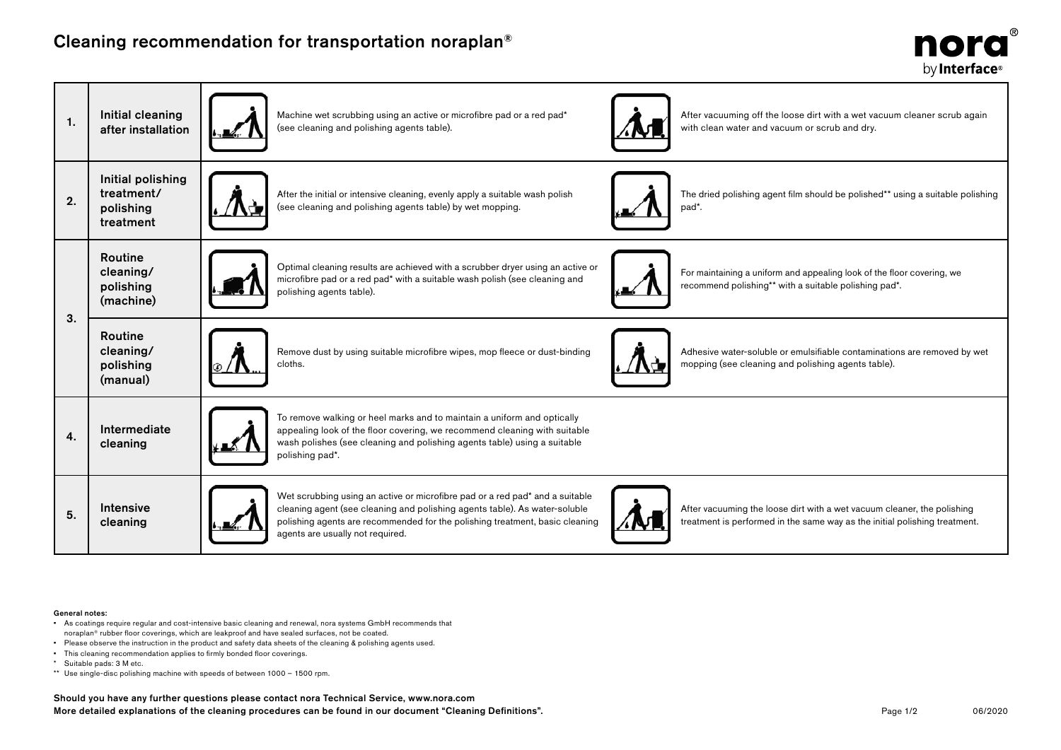# Cleaning recommendation for transportation noraplan®

nora® by Interface®

| No. | Step | Procedure | Follow-up |
| --- | --- | --- | --- |
| 1. | Initial cleaning after installation | Machine wet scrubbing using an active or microfibre pad or a red pad* (see cleaning and polishing agents table). | After vacuuming off the loose dirt with a wet vacuum cleaner scrub again with clean water and vacuum or scrub and dry. |
| 2. | Initial polishing treatment/ polishing treatment | After the initial or intensive cleaning, evenly apply a suitable wash polish (see cleaning and polishing agents table) by wet mopping. | The dried polishing agent film should be polished** using a suitable polishing pad*. |
| 3. | Routine cleaning/ polishing (machine) | Optimal cleaning results are achieved with a scrubber dryer using an active or microfibre pad or a red pad* with a suitable wash polish (see cleaning and polishing agents table). | For maintaining a uniform and appealing look of the floor covering, we recommend polishing** with a suitable polishing pad*. |
| | Routine cleaning/ polishing (manual) | Remove dust by using suitable microfibre wipes, mop fleece or dust-binding cloths. | Adhesive water-soluble or emulsifiable contaminations are removed by wet mopping (see cleaning and polishing agents table). |
| 4. | Intermediate cleaning | To remove walking or heel marks and to maintain a uniform and optically appealing look of the floor covering, we recommend cleaning with suitable wash polishes (see cleaning and polishing agents table) using a suitable polishing pad*. | |
| 5. | Intensive cleaning | Wet scrubbing using an active or microfibre pad or a red pad* and a suitable cleaning agent (see cleaning and polishing agents table). As water-soluble polishing agents are recommended for the polishing treatment, basic cleaning agents are usually not required. | After vacuuming the loose dirt with a wet vacuum cleaner, the polishing treatment is performed in the same way as the initial polishing treatment. |

**General notes:**

- As coatings require regular and cost-intensive basic cleaning and renewal, nora systems GmbH recommends that noraplan® rubber floor coverings, which are leakproof and have sealed surfaces, not be coated.
- Please observe the instruction in the product and safety data sheets of the cleaning & polishing agents used.
- This cleaning recommendation applies to firmly bonded floor coverings.

\* Suitable pads: 3 M etc.

\*\* Use single-disc polishing machine with speeds of between 1000 – 1500 rpm.

**Should you have any further questions please contact nora Technical Service, www.nora.com**
**More detailed explanations of the cleaning procedures can be found in our document "Cleaning Definitions".**

06/2020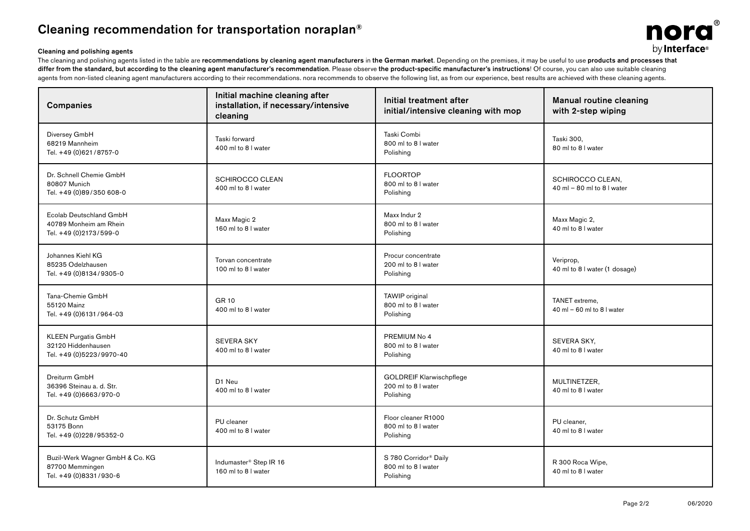# Cleaning recommendation for transportation noraplan®

**Cleaning and polishing agents**

The cleaning and polishing agents listed in the table are **recommendations by cleaning agent manufacturers** in **the German market**. Depending on the premises, it may be useful to use **products and processes that differ from the standard, but according to the cleaning agent manufacturer's recommendation**. Please observe **the product-specific manufacturer's instructions**! Of course, you can also use suitable cleaning agents from non-listed cleaning agent manufacturers according to their recommendations. nora recommends to observe the following list, as from our experience, best results are achieved with these cleaning agents.

| Companies | Initial machine cleaning after installation, if necessary/intensive cleaning | Initial treatment after initial/intensive cleaning with mop | Manual routine cleaning with 2-step wiping |
|---|---|---|---|
| Diversey GmbH<br>68219 Mannheim<br>Tel. +49 (0)621/8757-0 | Taski forward<br>400 ml to 8 l water | Taski Combi<br>800 ml to 8 l water<br>Polishing | Taski 300,<br>80 ml to 8 l water |
| Dr. Schnell Chemie GmbH<br>80807 Munich<br>Tel. +49 (0)89/350 608-0 | SCHIROCCO CLEAN<br>400 ml to 8 l water | FLOORTOP<br>800 ml to 8 l water<br>Polishing | SCHIROCCO CLEAN,<br>40 ml – 80 ml to 8 l water |
| Ecolab Deutschland GmbH<br>40789 Monheim am Rhein<br>Tel. +49 (0)2173/599-0 | Maxx Magic 2<br>160 ml to 8 l water | Maxx Indur 2<br>800 ml to 8 l water<br>Polishing | Maxx Magic 2,<br>40 ml to 8 l water |
| Johannes Kiehl KG<br>85235 Odelzhausen<br>Tel. +49 (0)8134/9305-0 | Torvan concentrate<br>100 ml to 8 l water | Procur concentrate<br>200 ml to 8 l water<br>Polishing | Veriprop,<br>40 ml to 8 l water (1 dosage) |
| Tana-Chemie GmbH<br>55120 Mainz<br>Tel. +49 (0)6131/964-03 | GR 10<br>400 ml to 8 l water | TAWIP original<br>800 ml to 8 l water<br>Polishing | TANET extreme,<br>40 ml – 60 ml to 8 l water |
| KLEEN Purgatis GmbH<br>32120 Hiddenhausen<br>Tel. +49 (0)5223/9970-40 | SEVERA SKY<br>400 ml to 8 l water | PREMIUM No 4<br>800 ml to 8 l water<br>Polishing | SEVERA SKY,<br>40 ml to 8 l water |
| Dreiturm GmbH<br>36396 Steinau a. d. Str.<br>Tel. +49 (0)6663/970-0 | D1 Neu<br>400 ml to 8 l water | GOLDREIF Klarwischpflege<br>200 ml to 8 l water<br>Polishing | MULTINETZER,<br>40 ml to 8 l water |
| Dr. Schutz GmbH<br>53175 Bonn<br>Tel. +49 (0)228/95352-0 | PU cleaner<br>400 ml to 8 l water | Floor cleaner R1000<br>800 ml to 8 l water<br>Polishing | PU cleaner,<br>40 ml to 8 l water |
| Buzil-Werk Wagner GmbH & Co. KG<br>87700 Memmingen<br>Tel. +49 (0)8331/930-6 | Indumaster® Step IR 16<br>160 ml to 8 l water | S 780 Corridor® Daily<br>800 ml to 8 l water<br>Polishing | R 300 Roca Wipe,<br>40 ml to 8 l water |

06/2020